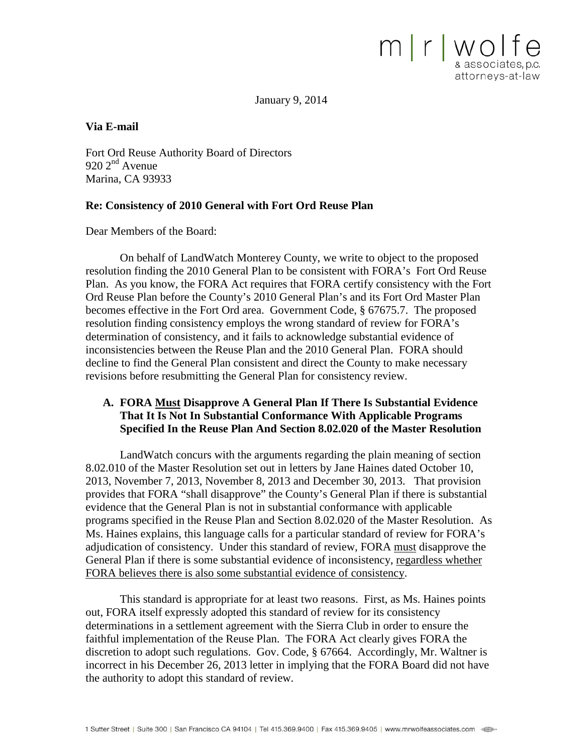m|r|wolfe
& associates, p.c.
attorneys-at-law

January 9, 2014

**Via E-mail**

Fort Ord Reuse Authority Board of Directors
920 2nd Avenue
Marina, CA 93933

**Re: Consistency of 2010 General with Fort Ord Reuse Plan**

Dear Members of the Board:

On behalf of LandWatch Monterey County, we write to object to the proposed resolution finding the 2010 General Plan to be consistent with FORA's Fort Ord Reuse Plan. As you know, the FORA Act requires that FORA certify consistency with the Fort Ord Reuse Plan before the County's 2010 General Plan's and its Fort Ord Master Plan becomes effective in the Fort Ord area. Government Code, § 67675.7. The proposed resolution finding consistency employs the wrong standard of review for FORA's determination of consistency, and it fails to acknowledge substantial evidence of inconsistencies between the Reuse Plan and the 2010 General Plan. FORA should decline to find the General Plan consistent and direct the County to make necessary revisions before resubmitting the General Plan for consistency review.

## A. FORA Must Disapprove A General Plan If There Is Substantial Evidence That It Is Not In Substantial Conformance With Applicable Programs Specified In the Reuse Plan And Section 8.02.020 of the Master Resolution

LandWatch concurs with the arguments regarding the plain meaning of section 8.02.010 of the Master Resolution set out in letters by Jane Haines dated October 10, 2013, November 7, 2013, November 8, 2013 and December 30, 2013. That provision provides that FORA "shall disapprove" the County's General Plan if there is substantial evidence that the General Plan is not in substantial conformance with applicable programs specified in the Reuse Plan and Section 8.02.020 of the Master Resolution. As Ms. Haines explains, this language calls for a particular standard of review for FORA's adjudication of consistency. Under this standard of review, FORA must disapprove the General Plan if there is some substantial evidence of inconsistency, regardless whether FORA believes there is also some substantial evidence of consistency.

This standard is appropriate for at least two reasons. First, as Ms. Haines points out, FORA itself expressly adopted this standard of review for its consistency determinations in a settlement agreement with the Sierra Club in order to ensure the faithful implementation of the Reuse Plan. The FORA Act clearly gives FORA the discretion to adopt such regulations. Gov. Code, § 67664. Accordingly, Mr. Waltner is incorrect in his December 26, 2013 letter in implying that the FORA Board did not have the authority to adopt this standard of review.

1 Sutter Street | Suite 300 | San Francisco CA 94104 | Tel 415.369.9400 | Fax 415.369.9405 | www.mrwolfeassociates.com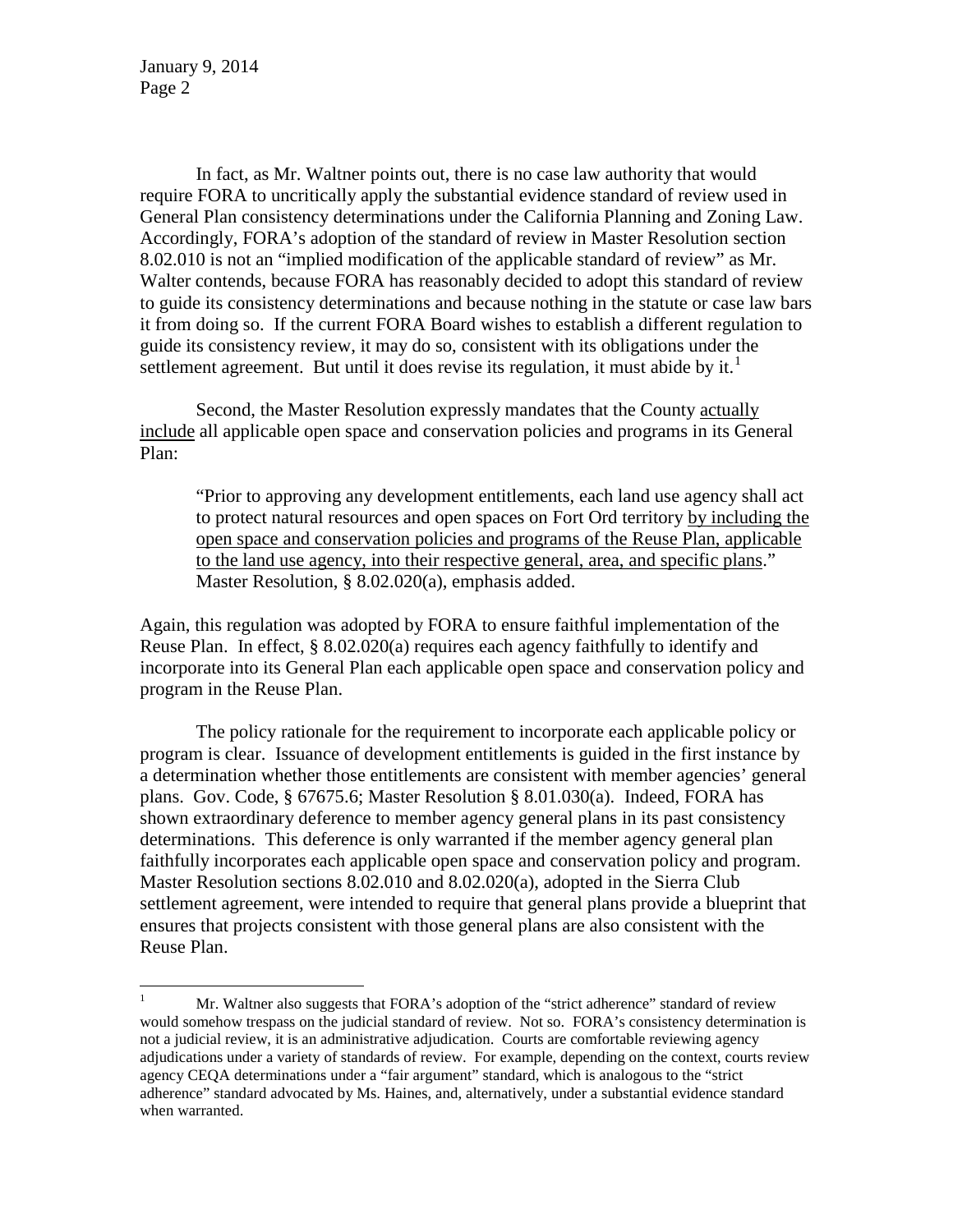In fact, as Mr. Waltner points out, there is no case law authority that would require FORA to uncritically apply the substantial evidence standard of review used in General Plan consistency determinations under the California Planning and Zoning Law. Accordingly, FORA's adoption of the standard of review in Master Resolution section 8.02.010 is not an "implied modification of the applicable standard of review" as Mr. Walter contends, because FORA has reasonably decided to adopt this standard of review to guide its consistency determinations and because nothing in the statute or case law bars it from doing so. If the current FORA Board wishes to establish a different regulation to guide its consistency review, it may do so, consistent with its obligations under the settlement agreement. But until it does revise its regulation, it must abide by it.[1]

Second, the Master Resolution expressly mandates that the County actually include all applicable open space and conservation policies and programs in its General Plan:

> "Prior to approving any development entitlements, each land use agency shall act to protect natural resources and open spaces on Fort Ord territory by including the open space and conservation policies and programs of the Reuse Plan, applicable to the land use agency, into their respective general, area, and specific plans." Master Resolution, § 8.02.020(a), emphasis added.

Again, this regulation was adopted by FORA to ensure faithful implementation of the Reuse Plan. In effect, § 8.02.020(a) requires each agency faithfully to identify and incorporate into its General Plan each applicable open space and conservation policy and program in the Reuse Plan.

The policy rationale for the requirement to incorporate each applicable policy or program is clear. Issuance of development entitlements is guided in the first instance by a determination whether those entitlements are consistent with member agencies' general plans. Gov. Code, § 67675.6; Master Resolution § 8.01.030(a). Indeed, FORA has shown extraordinary deference to member agency general plans in its past consistency determinations. This deference is only warranted if the member agency general plan faithfully incorporates each applicable open space and conservation policy and program. Master Resolution sections 8.02.010 and 8.02.020(a), adopted in the Sierra Club settlement agreement, were intended to require that general plans provide a blueprint that ensures that projects consistent with those general plans are also consistent with the Reuse Plan.

---

[1] Mr. Waltner also suggests that FORA's adoption of the "strict adherence" standard of review would somehow trespass on the judicial standard of review. Not so. FORA's consistency determination is not a judicial review, it is an administrative adjudication. Courts are comfortable reviewing agency adjudications under a variety of standards of review. For example, depending on the context, courts review agency CEQA determinations under a "fair argument" standard, which is analogous to the "strict adherence" standard advocated by Ms. Haines, and, alternatively, under a substantial evidence standard when warranted.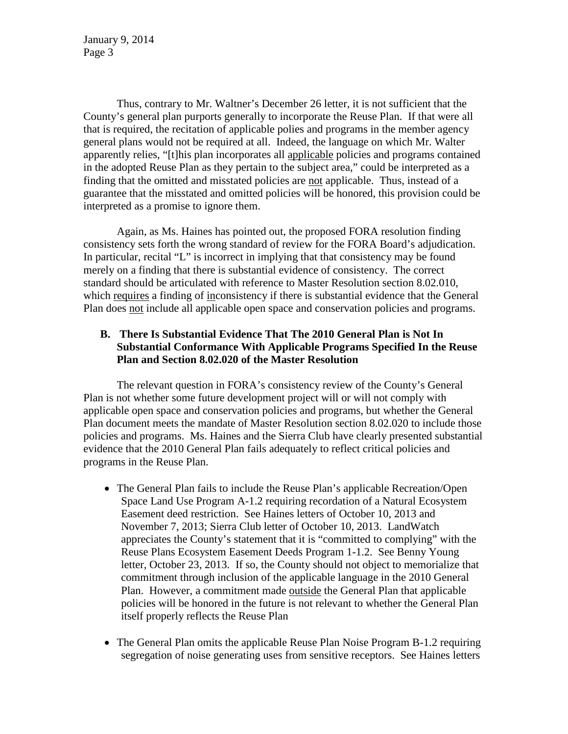Thus, contrary to Mr. Waltner's December 26 letter, it is not sufficient that the County's general plan purports generally to incorporate the Reuse Plan. If that were all that is required, the recitation of applicable polies and programs in the member agency general plans would not be required at all. Indeed, the language on which Mr. Walter apparently relies, "[t]his plan incorporates all applicable policies and programs contained in the adopted Reuse Plan as they pertain to the subject area," could be interpreted as a finding that the omitted and misstated policies are not applicable. Thus, instead of a guarantee that the misstated and omitted policies will be honored, this provision could be interpreted as a promise to ignore them.

Again, as Ms. Haines has pointed out, the proposed FORA resolution finding consistency sets forth the wrong standard of review for the FORA Board's adjudication. In particular, recital "L" is incorrect in implying that that consistency may be found merely on a finding that there is substantial evidence of consistency. The correct standard should be articulated with reference to Master Resolution section 8.02.010, which requires a finding of inconsistency if there is substantial evidence that the General Plan does not include all applicable open space and conservation policies and programs.

**B. There Is Substantial Evidence That The 2010 General Plan is Not In Substantial Conformance With Applicable Programs Specified In the Reuse Plan and Section 8.02.020 of the Master Resolution**

The relevant question in FORA's consistency review of the County's General Plan is not whether some future development project will or will not comply with applicable open space and conservation policies and programs, but whether the General Plan document meets the mandate of Master Resolution section 8.02.020 to include those policies and programs. Ms. Haines and the Sierra Club have clearly presented substantial evidence that the 2010 General Plan fails adequately to reflect critical policies and programs in the Reuse Plan.

- The General Plan fails to include the Reuse Plan's applicable Recreation/Open Space Land Use Program A-1.2 requiring recordation of a Natural Ecosystem Easement deed restriction. See Haines letters of October 10, 2013 and November 7, 2013; Sierra Club letter of October 10, 2013. LandWatch appreciates the County's statement that it is "committed to complying" with the Reuse Plans Ecosystem Easement Deeds Program 1-1.2. See Benny Young letter, October 23, 2013. If so, the County should not object to memorialize that commitment through inclusion of the applicable language in the 2010 General Plan. However, a commitment made outside the General Plan that applicable policies will be honored in the future is not relevant to whether the General Plan itself properly reflects the Reuse Plan

- The General Plan omits the applicable Reuse Plan Noise Program B-1.2 requiring segregation of noise generating uses from sensitive receptors. See Haines letters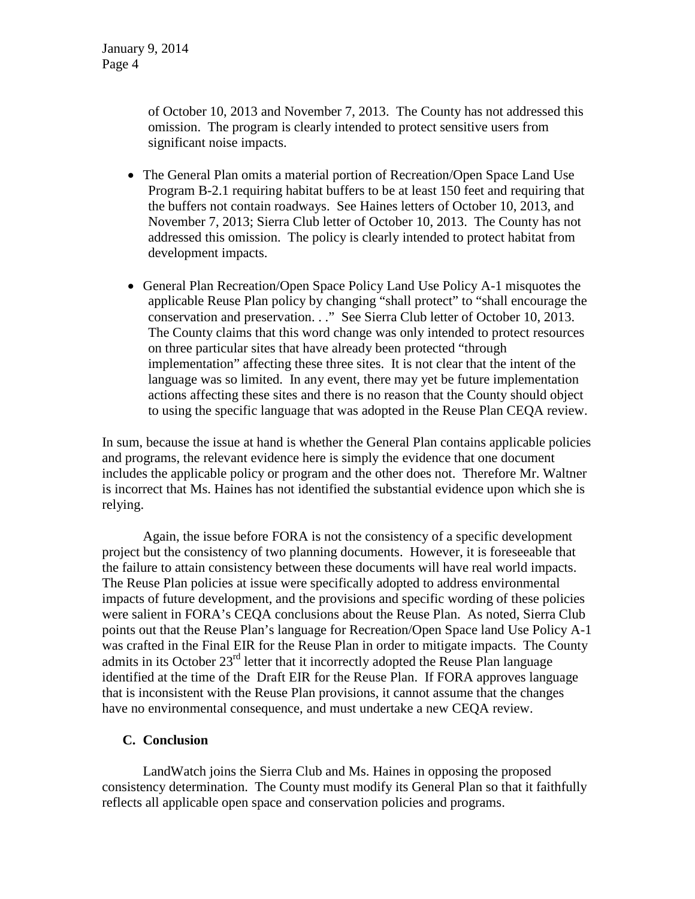of October 10, 2013 and November 7, 2013. The County has not addressed this omission. The program is clearly intended to protect sensitive users from significant noise impacts.

- The General Plan omits a material portion of Recreation/Open Space Land Use Program B-2.1 requiring habitat buffers to be at least 150 feet and requiring that the buffers not contain roadways. See Haines letters of October 10, 2013, and November 7, 2013; Sierra Club letter of October 10, 2013. The County has not addressed this omission. The policy is clearly intended to protect habitat from development impacts.

- General Plan Recreation/Open Space Policy Land Use Policy A-1 misquotes the applicable Reuse Plan policy by changing "shall protect" to "shall encourage the conservation and preservation. . ." See Sierra Club letter of October 10, 2013. The County claims that this word change was only intended to protect resources on three particular sites that have already been protected "through implementation" affecting these three sites. It is not clear that the intent of the language was so limited. In any event, there may yet be future implementation actions affecting these sites and there is no reason that the County should object to using the specific language that was adopted in the Reuse Plan CEQA review.

In sum, because the issue at hand is whether the General Plan contains applicable policies and programs, the relevant evidence here is simply the evidence that one document includes the applicable policy or program and the other does not. Therefore Mr. Waltner is incorrect that Ms. Haines has not identified the substantial evidence upon which she is relying.

Again, the issue before FORA is not the consistency of a specific development project but the consistency of two planning documents. However, it is foreseeable that the failure to attain consistency between these documents will have real world impacts. The Reuse Plan policies at issue were specifically adopted to address environmental impacts of future development, and the provisions and specific wording of these policies were salient in FORA's CEQA conclusions about the Reuse Plan. As noted, Sierra Club points out that the Reuse Plan's language for Recreation/Open Space land Use Policy A-1 was crafted in the Final EIR for the Reuse Plan in order to mitigate impacts. The County admits in its October 23rd letter that it incorrectly adopted the Reuse Plan language identified at the time of the Draft EIR for the Reuse Plan. If FORA approves language that is inconsistent with the Reuse Plan provisions, it cannot assume that the changes have no environmental consequence, and must undertake a new CEQA review.

### C. Conclusion

LandWatch joins the Sierra Club and Ms. Haines in opposing the proposed consistency determination. The County must modify its General Plan so that it faithfully reflects all applicable open space and conservation policies and programs.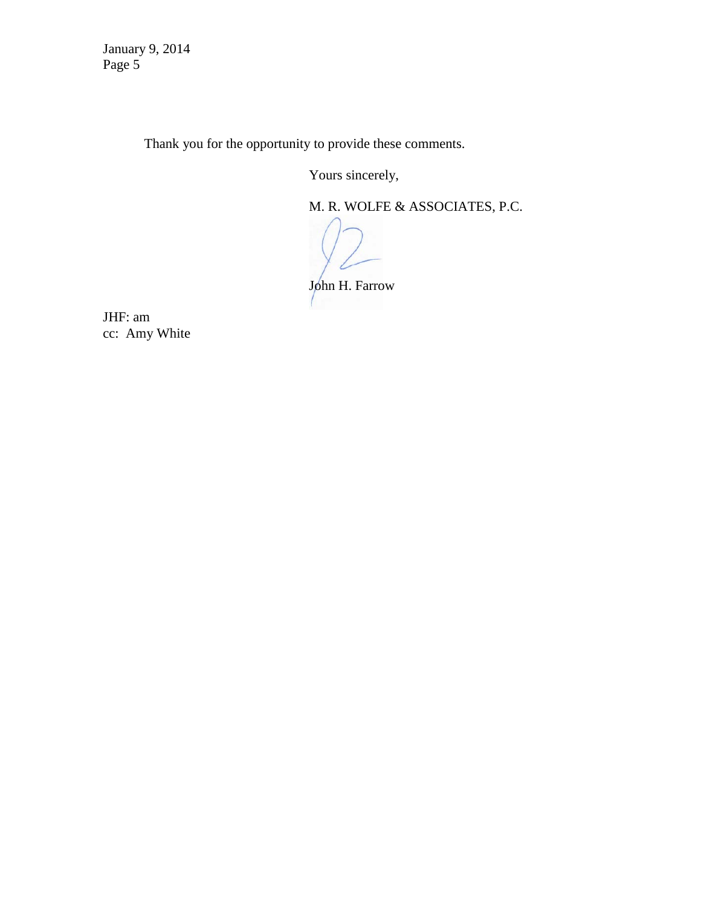Thank you for the opportunity to provide these comments.

Yours sincerely,

M. R. WOLFE & ASSOCIATES, P.C.

John H. Farrow

JHF: am
cc: Amy White